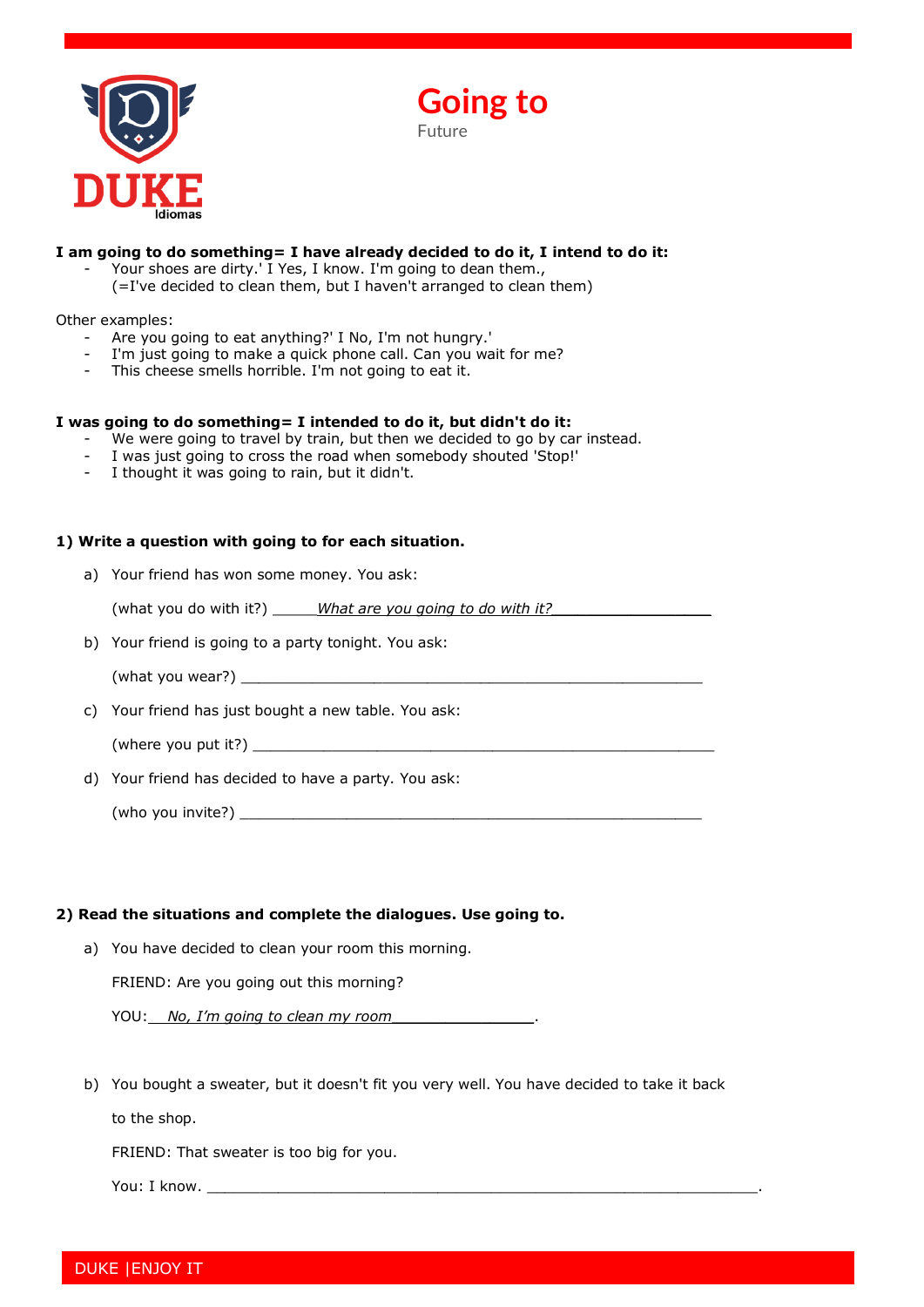# Going to

Future

**I am going to do something= I have already decided to do it, I intend to do it:**

- Your shoes are dirty.' I Yes, I know. I'm going to dean them.,
  (=I've decided to clean them, but I haven't arranged to clean them)

Other examples:

- Are you going to eat anything?' I No, I'm not hungry.'
- I'm just going to make a quick phone call. Can you wait for me?
- This cheese smells horrible. I'm not going to eat it.

**I was going to do something= I intended to do it, but didn't do it:**

- We were going to travel by train, but then we decided to go by car instead.
- I was just going to cross the road when somebody shouted 'Stop!'
- I thought it was going to rain, but it didn't.

**1) Write a question with going to for each situation.**

a) Your friend has won some money. You ask:

(what you do with it?) ______*What are you going to do with it?*__________________

b) Your friend is going to a party tonight. You ask:

(what you wear?) ______________________________________________________

c) Your friend has just bought a new table. You ask:

(where you put it?) ______________________________________________________

d) Your friend has decided to have a party. You ask:

(who you invite?) ______________________________________________________

**2) Read the situations and complete the dialogues. Use going to.**

a) You have decided to clean your room this morning.

FRIEND: Are you going out this morning?

YOU: ___*No, I'm going to clean my room*_________________.

b) You bought a sweater, but it doesn't fit you very well. You have decided to take it back to the shop.

FRIEND: That sweater is too big for you.

You: I know. _________________________________________________________________.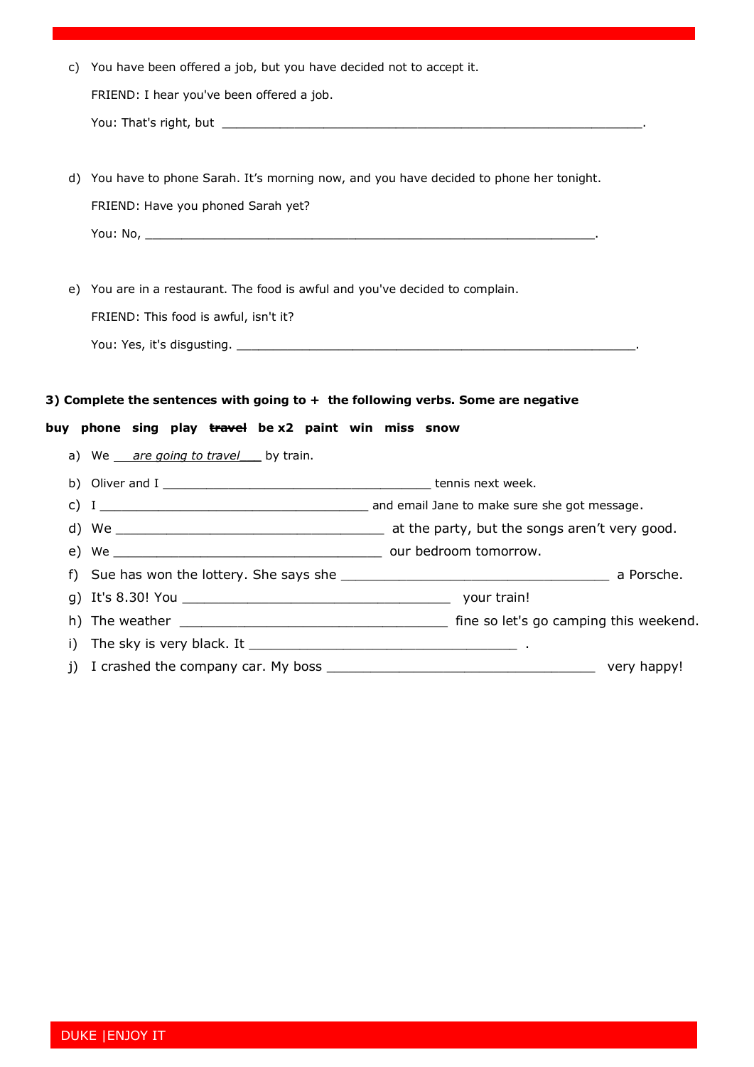c) You have been offered a job, but you have decided not to accept it.

   FRIEND: I hear you've been offered a job.

   You: That's right, but ____________________________________________________________.

d) You have to phone Sarah. It's morning now, and you have decided to phone her tonight.

   FRIEND: Have you phoned Sarah yet?

   You: No, _________________________________________________________________.

e) You are in a restaurant. The food is awful and you've decided to complain.

   FRIEND: This food is awful, isn't it?

   You: Yes, it's disgusting. __________________________________________________________.

**3) Complete the sentences with going to + the following verbs. Some are negative**

**buy phone sing play ~~travel~~ be x2 paint win miss snow**

a) We ___*are going to travel*___ by train.
b) Oliver and I _______________________________________ tennis next week.
c) I _______________________________________ and email Jane to make sure she got message.
d) We _______________________________________ at the party, but the songs aren't very good.
e) We _______________________________________ our bedroom tomorrow.
f) Sue has won the lottery. She says she _______________________________________ a Porsche.
g) It's 8.30! You _______________________________________ your train!
h) The weather _______________________________________ fine so let's go camping this weekend.
i) The sky is very black. It _______________________________________ .
j) I crashed the company car. My boss _______________________________________ very happy!